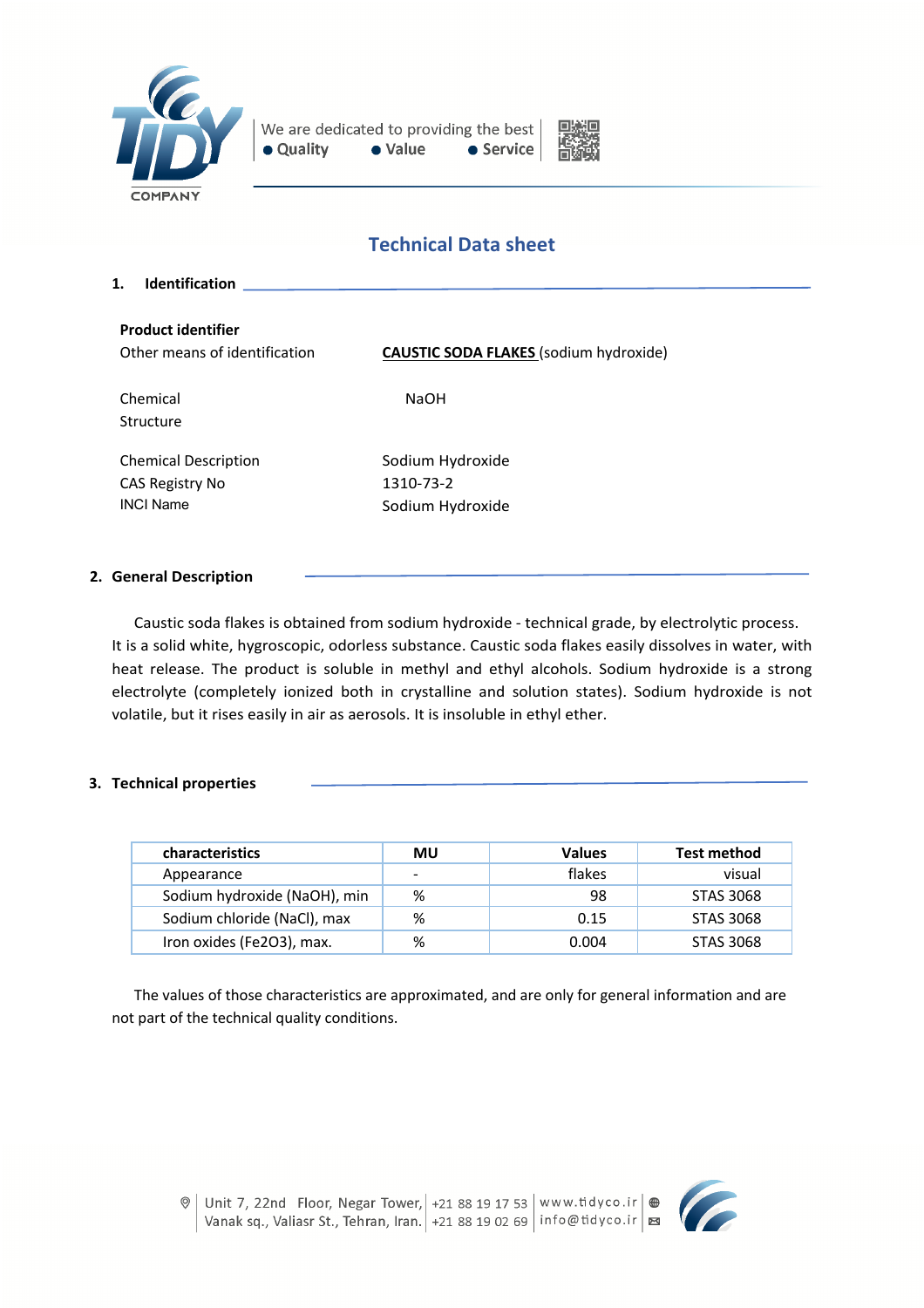# Technical Data sheet

## 1. Identification

**Product identifier**

| | |
|---|---|
| Other means of identification | CAUSTIC SODA FLAKES (sodium hydroxide) |
| Chemical Structure | NaOH |
| Chemical Description | Sodium Hydroxide |
| CAS Registry No | 1310-73-2 |
| INCI Name | Sodium Hydroxide |

## 2. General Description

Caustic soda flakes is obtained from sodium hydroxide - technical grade, by electrolytic process. It is a solid white, hygroscopic, odorless substance. Caustic soda flakes easily dissolves in water, with heat release. The product is soluble in methyl and ethyl alcohols. Sodium hydroxide is a strong electrolyte (completely ionized both in crystalline and solution states). Sodium hydroxide is not volatile, but it rises easily in air as aerosols. It is insoluble in ethyl ether.

## 3. Technical properties

| characteristics | MU | Values | Test method |
|---|---|---|---|
| Appearance | - | flakes | visual |
| Sodium hydroxide (NaOH), min | % | 98 | STAS 3068 |
| Sodium chloride (NaCl), max | % | 0.15 | STAS 3068 |
| Iron oxides ($Fe_2O_3$), max. | % | 0.004 | STAS 3068 |

The values of those characteristics are approximated, and are only for general information and are not part of the technical quality conditions.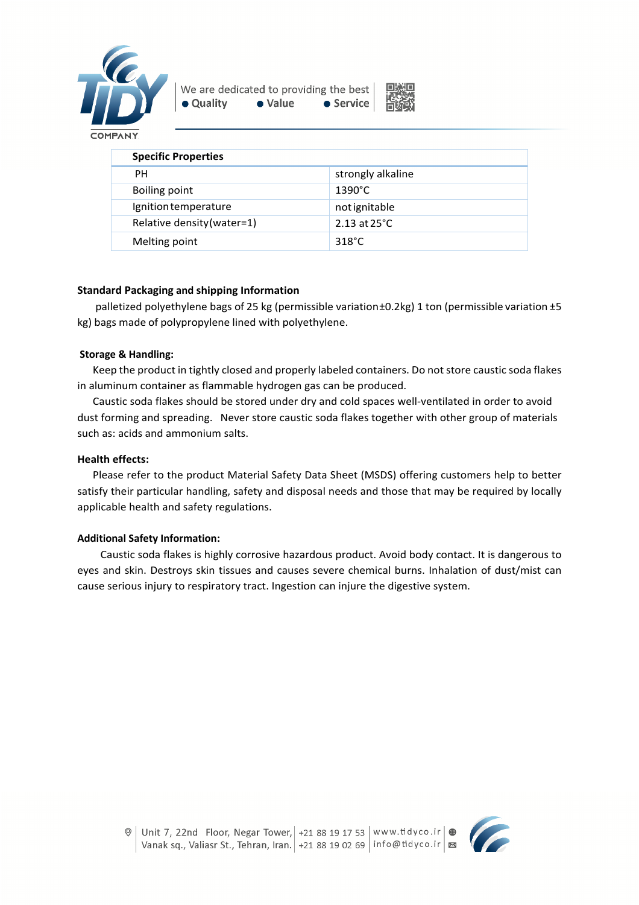| Specific Properties | |
|---|---|
| PH | strongly alkaline |
| Boiling point | 1390°C |
| Ignition temperature | not ignitable |
| Relative density(water=1) | 2.13 at 25°C |
| Melting point | 318°C |

**Standard Packaging and shipping Information**

palletized polyethylene bags of 25 kg (permissible variation±0.2kg) 1 ton (permissible variation ±5 kg) bags made of polypropylene lined with polyethylene.

**Storage & Handling:**

Keep the product in tightly closed and properly labeled containers. Do not store caustic soda flakes in aluminum container as flammable hydrogen gas can be produced.

Caustic soda flakes should be stored under dry and cold spaces well-ventilated in order to avoid dust forming and spreading. Never store caustic soda flakes together with other group of materials such as: acids and ammonium salts.

**Health effects:**

Please refer to the product Material Safety Data Sheet (MSDS) offering customers help to better satisfy their particular handling, safety and disposal needs and those that may be required by locally applicable health and safety regulations.

**Additional Safety Information:**

Caustic soda flakes is highly corrosive hazardous product. Avoid body contact. It is dangerous to eyes and skin. Destroys skin tissues and causes severe chemical burns. Inhalation of dust/mist can cause serious injury to respiratory tract. Ingestion can injure the digestive system.